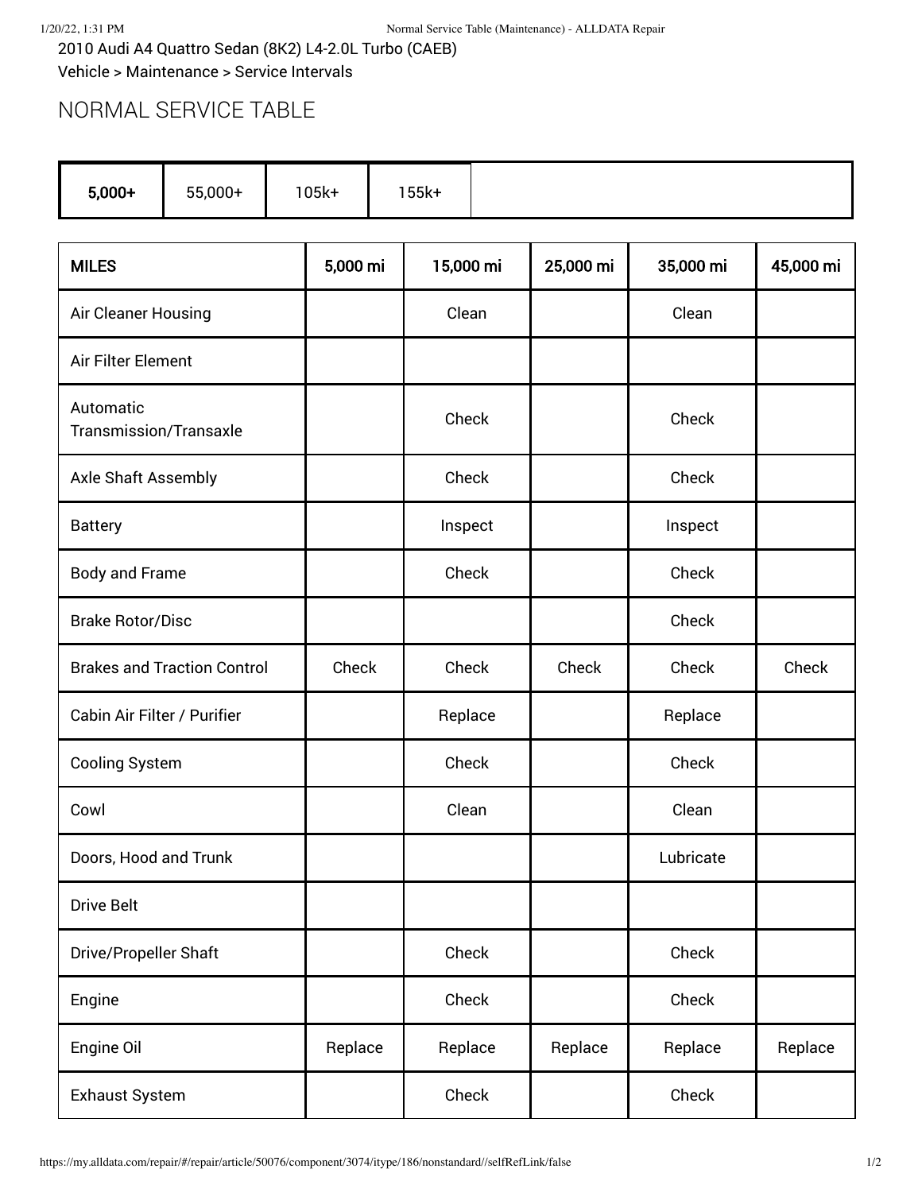2010 Audi A4 Quattro Sedan (8K2) L4-2.0L Turbo (CAEB)

Vehicle > Maintenance > Service Intervals

# NORMAL SERVICE TABLE

| **5,000+** | 55,000+ | 105k+ | 155k+ |
|---|---|---|---|

| **MILES** | **5,000 mi** | **15,000 mi** | **25,000 mi** | **35,000 mi** | **45,000 mi** |
|---|---|---|---|---|---|
| Air Cleaner Housing | | Clean | | Clean | |
| Air Filter Element | | | | | |
| Automatic Transmission/Transaxle | | Check | | Check | |
| Axle Shaft Assembly | | Check | | Check | |
| Battery | | Inspect | | Inspect | |
| Body and Frame | | Check | | Check | |
| Brake Rotor/Disc | | | | Check | |
| Brakes and Traction Control | Check | Check | Check | Check | Check |
| Cabin Air Filter / Purifier | | Replace | | Replace | |
| Cooling System | | Check | | Check | |
| Cowl | | Clean | | Clean | |
| Doors, Hood and Trunk | | | | Lubricate | |
| Drive Belt | | | | | |
| Drive/Propeller Shaft | | Check | | Check | |
| Engine | | Check | | Check | |
| Engine Oil | Replace | Replace | Replace | Replace | Replace |
| Exhaust System | | Check | | Check | |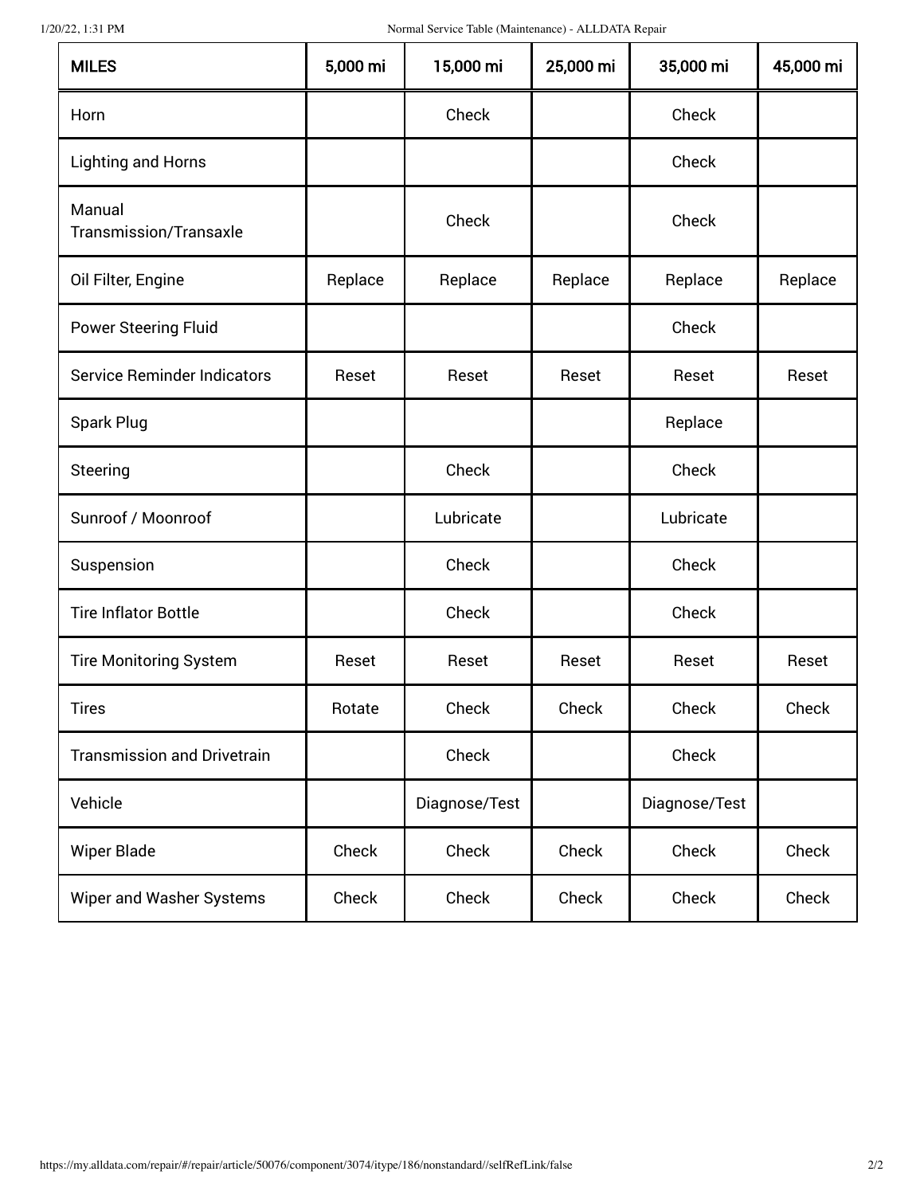| MILES | 5,000 mi | 15,000 mi | 25,000 mi | 35,000 mi | 45,000 mi |
|---|---|---|---|---|---|
| Horn | | Check | | Check | |
| Lighting and Horns | | | | Check | |
| Manual Transmission/Transaxle | | Check | | Check | |
| Oil Filter, Engine | Replace | Replace | Replace | Replace | Replace |
| Power Steering Fluid | | | | Check | |
| Service Reminder Indicators | Reset | Reset | Reset | Reset | Reset |
| Spark Plug | | | | Replace | |
| Steering | | Check | | Check | |
| Sunroof / Moonroof | | Lubricate | | Lubricate | |
| Suspension | | Check | | Check | |
| Tire Inflator Bottle | | Check | | Check | |
| Tire Monitoring System | Reset | Reset | Reset | Reset | Reset |
| Tires | Rotate | Check | Check | Check | Check |
| Transmission and Drivetrain | | Check | | Check | |
| Vehicle | | Diagnose/Test | | Diagnose/Test | |
| Wiper Blade | Check | Check | Check | Check | Check |
| Wiper and Washer Systems | Check | Check | Check | Check | Check |